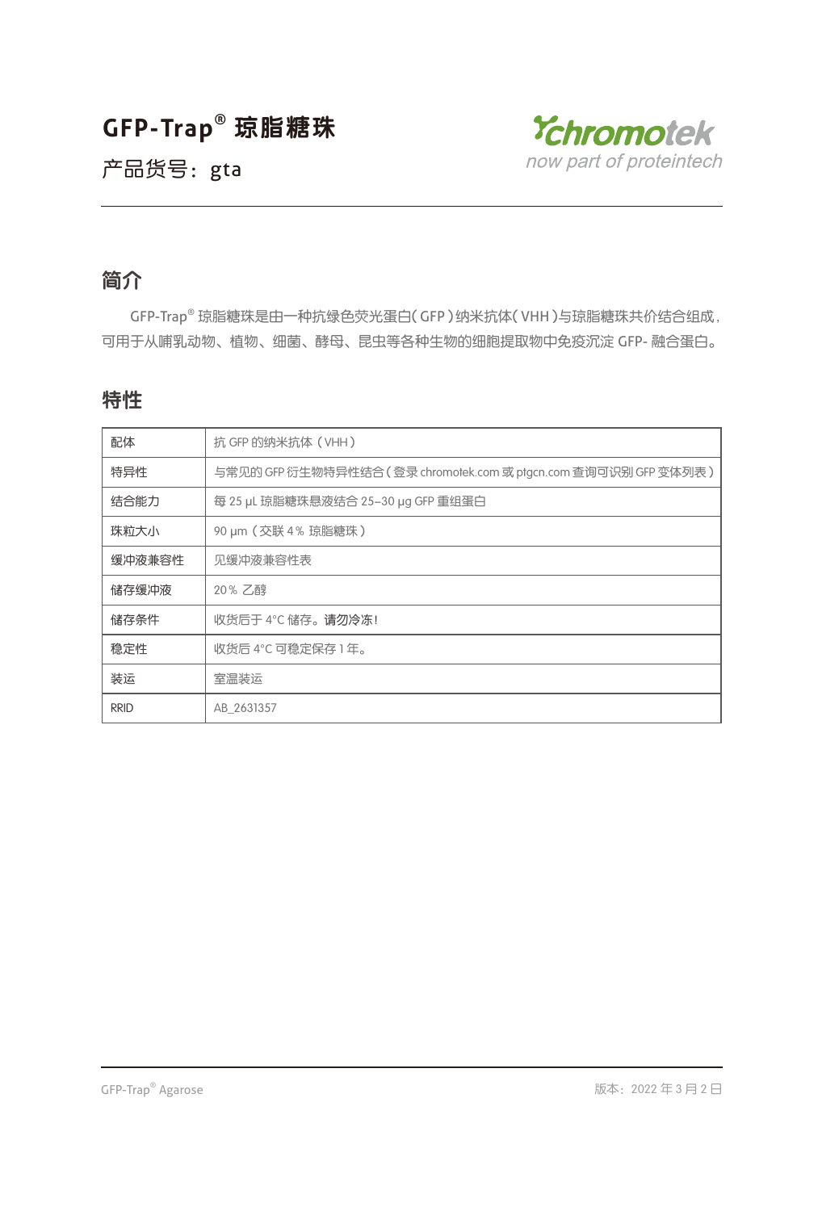# GFP-Trap® 琼脂糖珠

产品货号：gta

Chromotek now part of proteintech

## 简介

GFP-Trap® 琼脂糖珠是由一种抗绿色荧光蛋白（GFP）纳米抗体（VHH）与琼脂糖珠共价结合组成，可用于从哺乳动物、植物、细菌、酵母、昆虫等各种生物的细胞提取物中免疫沉淀 GFP- 融合蛋白。

## 特性

| 配体 | 抗 GFP 的纳米抗体（VHH） |
|---|---|
| 特异性 | 与常见的 GFP 衍生物特异性结合（登录 chromotek.com 或 ptgcn.com 查询可识别 GFP 变体列表） |
| 结合能力 | 每 25 µL 琼脂糖珠悬液结合 25–30 µg GFP 重组蛋白 |
| 珠粒大小 | 90 µm（交联 4 % 琼脂糖珠） |
| 缓冲液兼容性 | 见缓冲液兼容性表 |
| 储存缓冲液 | 20 % 乙醇 |
| 储存条件 | 收货后于 4°C 储存。**请勿冷冻！** |
| 稳定性 | 收货后 4°C 可稳定保存 1 年。 |
| 装运 | 室温装运 |
| RRID | AB_2631357 |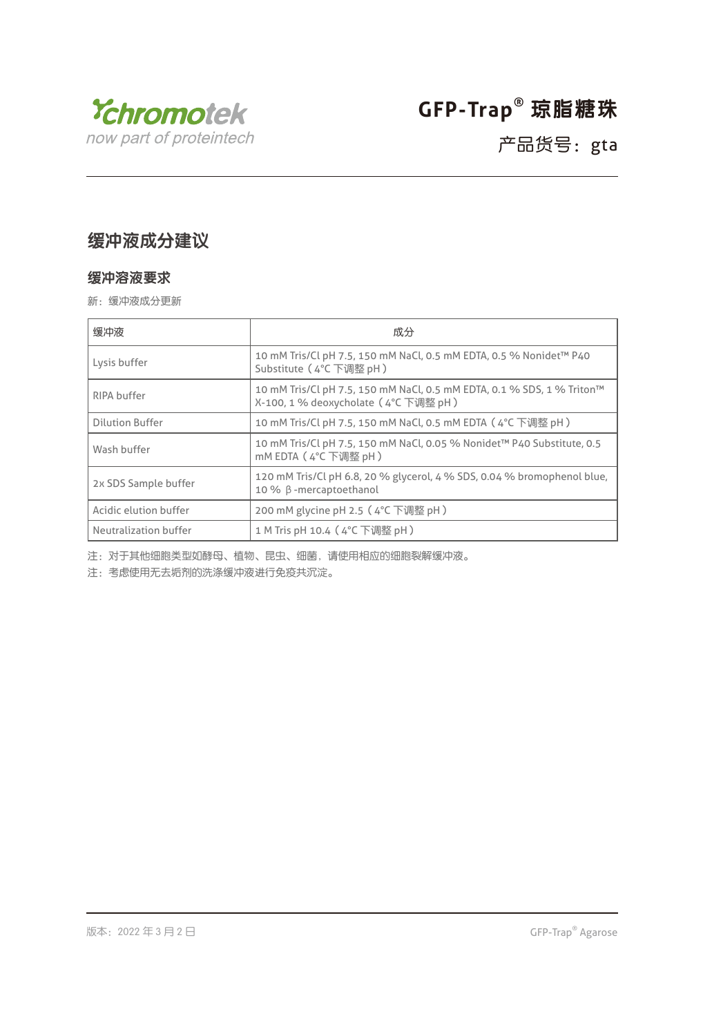## 缓冲液成分建议

### 缓冲溶液要求

新：缓冲液成分更新

| 缓冲液 | 成分 |
|---|---|
| Lysis buffer | 10 mM Tris/Cl pH 7.5, 150 mM NaCl, 0.5 mM EDTA, 0.5 % Nonidet™ P40 Substitute（4°C 下调整 pH） |
| RIPA buffer | 10 mM Tris/Cl pH 7.5, 150 mM NaCl, 0.5 mM EDTA, 0.1 % SDS, 1 % Triton™ X-100, 1 % deoxycholate（4°C 下调整 pH） |
| Dilution Buffer | 10 mM Tris/Cl pH 7.5, 150 mM NaCl, 0.5 mM EDTA（4°C 下调整 pH） |
| Wash buffer | 10 mM Tris/Cl pH 7.5, 150 mM NaCl, 0.05 % Nonidet™ P40 Substitute, 0.5 mM EDTA（4°C 下调整 pH） |
| 2x SDS Sample buffer | 120 mM Tris/Cl pH 6.8, 20 % glycerol, 4 % SDS, 0.04 % bromophenol blue, 10 % β-mercaptoethanol |
| Acidic elution buffer | 200 mM glycine pH 2.5（4°C 下调整 pH） |
| Neutralization buffer | 1 M Tris pH 10.4（4°C 下调整 pH） |

注：对于其他细胞类型如酵母、植物、昆虫、细菌，请使用相应的细胞裂解缓冲液。

注：考虑使用无去垢剂的洗涤缓冲液进行免疫共沉淀。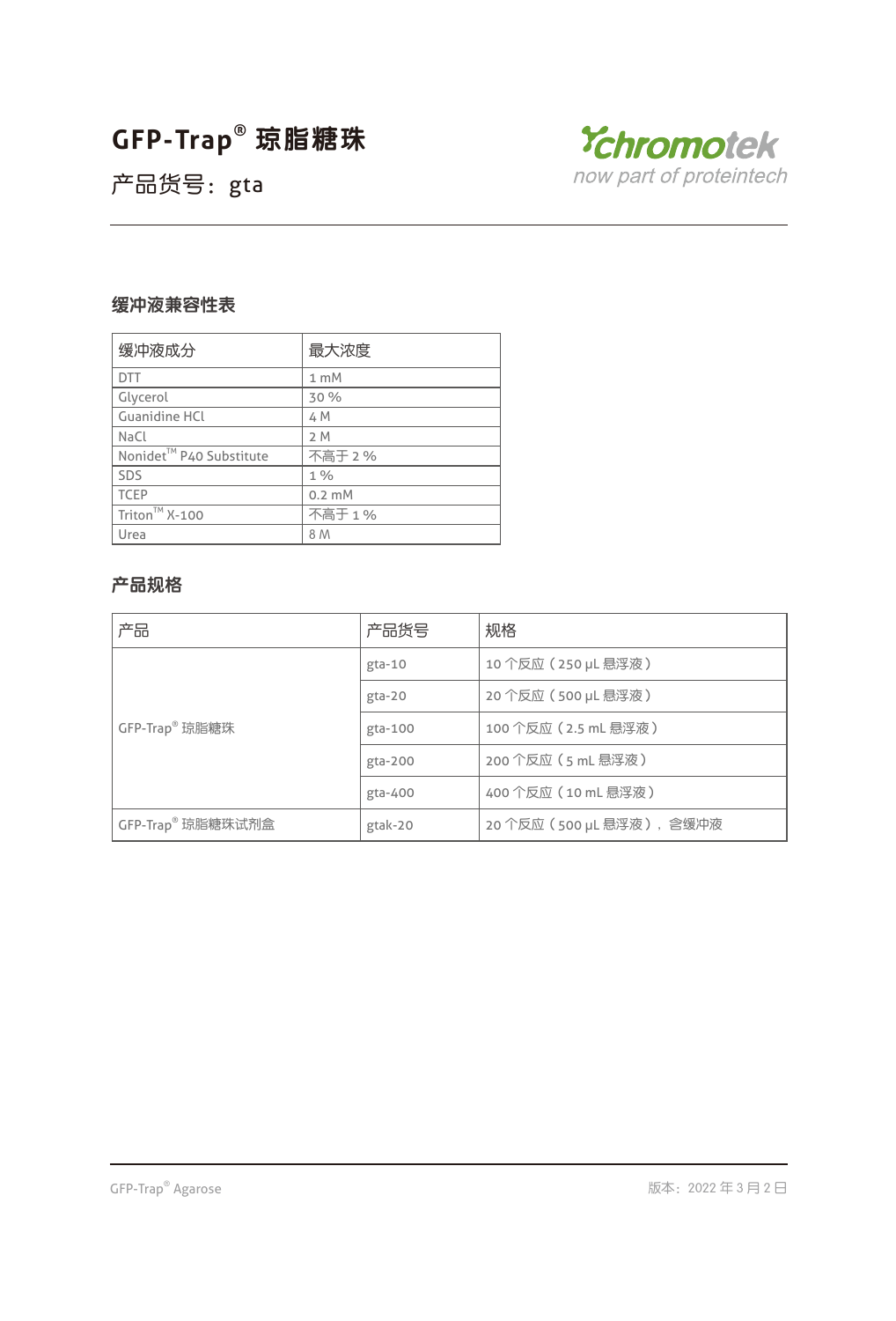# GFP-Trap® 琼脂糖珠

产品货号：gta

## 缓冲液兼容性表

| 缓冲液成分 | 最大浓度 |
|---|---|
| DTT | 1 mM |
| Glycerol | 30 % |
| Guanidine HCl | 4 M |
| NaCl | 2 M |
| Nonidet™ P40 Substitute | 不高于 2 % |
| SDS | 1 % |
| TCEP | 0.2 mM |
| Triton™ X-100 | 不高于 1 % |
| Urea | 8 M |

## 产品规格

| 产品 | 产品货号 | 规格 |
|---|---|---|
| GFP-Trap® 琼脂糖珠 | gta-10 | 10 个反应（250 µL 悬浮液） |
| | gta-20 | 20 个反应（500 µL 悬浮液） |
| | gta-100 | 100 个反应（2.5 mL 悬浮液） |
| | gta-200 | 200 个反应（5 mL 悬浮液） |
| | gta-400 | 400 个反应（10 mL 悬浮液） |
| GFP-Trap® 琼脂糖珠试剂盒 | gtak-20 | 20 个反应（500 µL 悬浮液），含缓冲液 |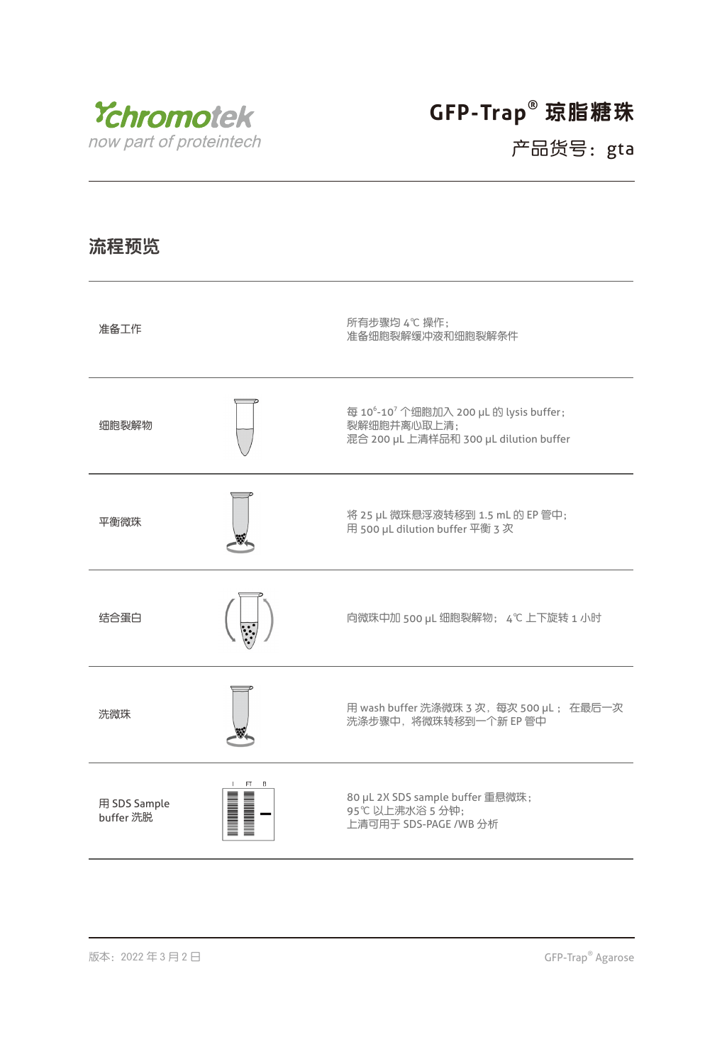GFP-Trap® 琼脂糖珠

产品货号：gta

## 流程预览

| | |
|---|---|
| 准备工作 | 所有步骤均 4℃ 操作；<br>准备细胞裂解缓冲液和细胞裂解条件 |
| 细胞裂解物 | 每 $10^6$-$10^7$ 个细胞加入 200 µL 的 lysis buffer；<br>裂解细胞并离心取上清；<br>混合 200 µL 上清样品和 300 µL dilution buffer |
| 平衡微珠 | 将 25 µL 微珠悬浮液转移到 1.5 mL 的 EP 管中；<br>用 500 µL dilution buffer 平衡 3 次 |
| 结合蛋白 | 向微珠中加 500 µL 细胞裂解物； 4℃ 上下旋转 1 小时 |
| 洗微珠 | 用 wash buffer 洗涤微珠 3 次，每次 500 µL； 在最后一次洗涤步骤中，将微珠转移到一个新 EP 管中 |
| 用 SDS Sample buffer 洗脱 | 80 µL 2X SDS sample buffer 重悬微珠；<br>95℃ 以上沸水浴 5 分钟；<br>上清可用于 SDS-PAGE /WB 分析 |

版本：2022 年 3 月 2 日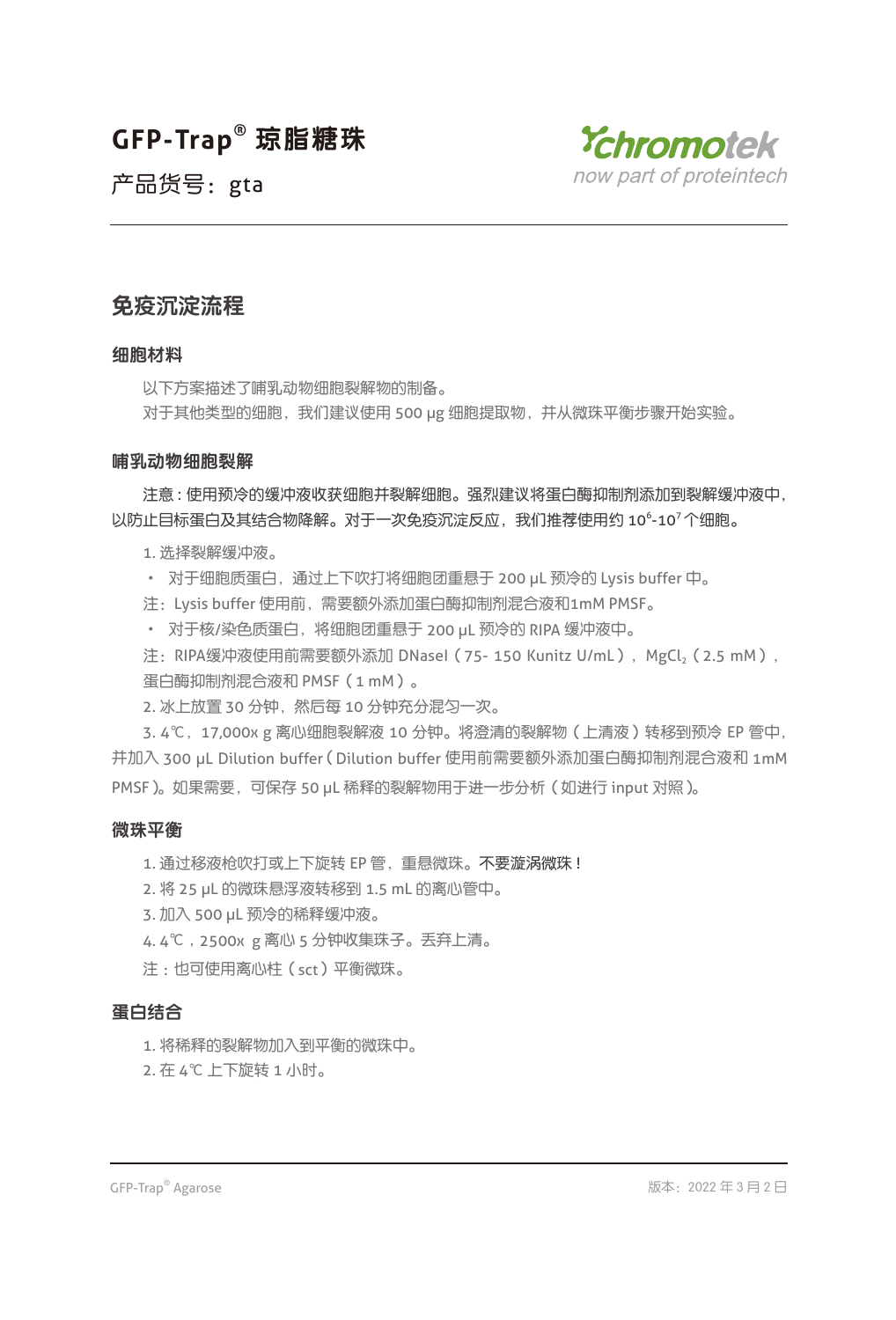# GFP-Trap® 琼脂糖珠

产品货号：gta

## 免疫沉淀流程

### 细胞材料

以下方案描述了哺乳动物细胞裂解物的制备。

对于其他类型的细胞，我们建议使用 500 μg 细胞提取物，并从微珠平衡步骤开始实验。

### 哺乳动物细胞裂解

注意：使用预冷的缓冲液收获细胞并裂解细胞。强烈建议将蛋白酶抑制剂添加到裂解缓冲液中，以防止目标蛋白及其结合物降解。对于一次免疫沉淀反应，我们推荐使用约 $10^6$-$10^7$ 个细胞。

1. 选择裂解缓冲液。

- 对于细胞质蛋白，通过上下吹打将细胞团重悬于 200 μL 预冷的 Lysis buffer 中。

注：Lysis buffer 使用前，需要额外添加蛋白酶抑制剂混合液和1mM PMSF。

- 对于核/染色质蛋白，将细胞团重悬于 200 μL 预冷的 RIPA 缓冲液中。

注：RIPA缓冲液使用前需要额外添加 DNaseI（75- 150 Kunitz U/mL），$MgCl_2$（2.5 mM），蛋白酶抑制剂混合液和 PMSF（1 mM）。

2. 冰上放置 30 分钟，然后每 10 分钟充分混匀一次。

3. 4℃，17,000x g 离心细胞裂解液 10 分钟。将澄清的裂解物（上清液）转移到预冷 EP 管中，并加入 300 μL Dilution buffer（Dilution buffer 使用前需要额外添加蛋白酶抑制剂混合液和 1mM PMSF）。如果需要，可保存 50 μL 稀释的裂解物用于进一步分析（如进行 input 对照）。

### 微珠平衡

1. 通过移液枪吹打或上下旋转 EP 管，重悬微珠。不要漩涡微珠！
2. 将 25 μL 的微珠悬浮液转移到 1.5 mL 的离心管中。
3. 加入 500 μL 预冷的稀释缓冲液。
4. 4℃，2500x g 离心 5 分钟收集珠子。丢弃上清。

注：也可使用离心柱（sct）平衡微珠。

### 蛋白结合

1. 将稀释的裂解物加入到平衡的微珠中。
2. 在 4℃ 上下旋转 1 小时。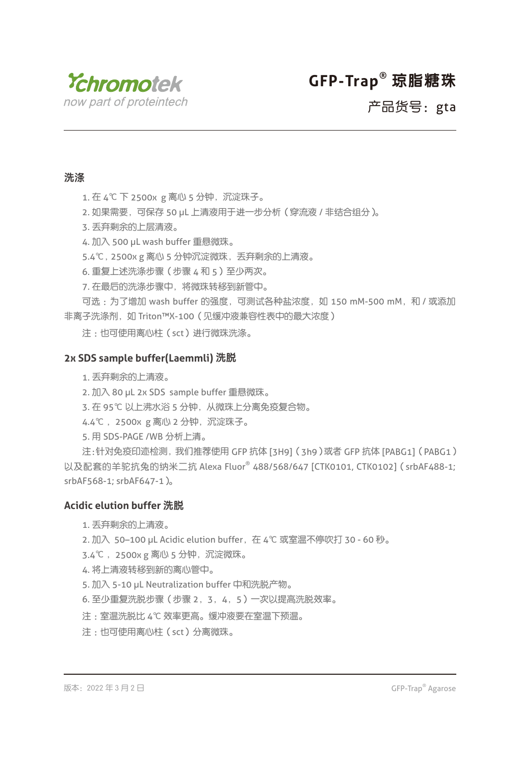## 洗涤

1. 在 4℃ 下 2500x g 离心 5 分钟，沉淀珠子。
2. 如果需要，可保存 50 µL 上清液用于进一步分析（穿流液 / 非结合组分）。
3. 丢弃剩余的上层清液。
4. 加入 500 µL wash buffer 重悬微珠。
5. 4℃，2500x g 离心 5 分钟沉淀微珠，丢弃剩余的上清液。
6. 重复上述洗涤步骤（步骤 4 和 5）至少两次。
7. 在最后的洗涤步骤中，将微珠转移到新管中。

可选：为了增加 wash buffer 的强度，可测试各种盐浓度，如 150 mM-500 mM，和 / 或添加非离子洗涤剂，如 Triton™X-100（见缓冲液兼容性表中的最大浓度）

注：也可使用离心柱（sct）进行微珠洗涤。

## 2x SDS sample buffer(Laemmli) 洗脱

1. 丢弃剩余的上清液。
2. 加入 80 µL 2x SDS sample buffer 重悬微珠。
3. 在 95℃ 以上沸水浴 5 分钟，从微珠上分离免疫复合物。
4. 4℃， 2500x g 离心 2 分钟，沉淀珠子。
5. 用 SDS-PAGE /WB 分析上清。

注:针对免疫印迹检测，我们推荐使用 GFP 抗体 [3H9]（3h9）或者 GFP 抗体 [PABG1]（PABG1）以及配套的羊驼抗兔的纳米二抗 Alexa Fluor® 488/568/647 [CTK0101, CTK0102]（srbAF488-1; srbAF568-1; srbAF647-1）。

## Acidic elution buffer 洗脱

1. 丢弃剩余的上清液。
2. 加入 50–100 µL Acidic elution buffer，在 4℃ 或室温不停吹打 30 - 60 秒。
3. 4℃， 2500x g 离心 5 分钟，沉淀微珠。
4. 将上清液转移到新的离心管中。
5. 加入 5-10 µL Neutralization buffer 中和洗脱产物。
6. 至少重复洗脱步骤（步骤 2，3，4，5）一次以提高洗脱效率。

注：室温洗脱比 4℃ 效率更高。缓冲液要在室温下预温。

注：也可使用离心柱（sct）分离微珠。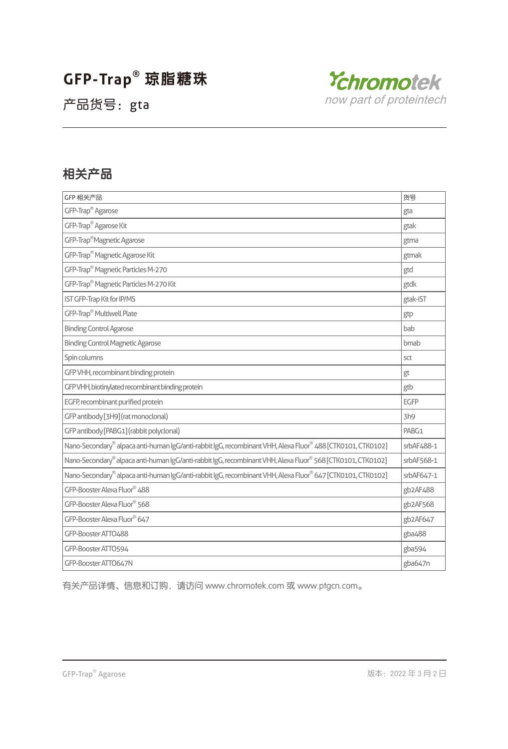# GFP-Trap® 琼脂糖珠

产品货号：gta

## 相关产品

| GFP 相关产品 | 货号 |
|---|---|
| GFP-Trap® Agarose | gta |
| GFP-Trap® Agarose Kit | gtak |
| GFP-Trap® Magnetic Agarose | gtma |
| GFP-Trap® Magnetic Agarose Kit | gtmak |
| GFP-Trap® Magnetic Particles M-270 | gtd |
| GFP-Trap® Magnetic Particles M-270 Kit | gtdk |
| iST GFP-Trap Kit for IP/MS | gtak-iST |
| GFP-Trap® Multiwell Plate | gtp |
| Binding Control Agarose | bab |
| Binding Control Magnetic Agarose | bmab |
| Spin columns | sct |
| GFP VHH, recombinant binding protein | gt |
| GFP VHH, biotinylated recombinant binding protein | gtb |
| EGFP, recombinant purified protein | EGFP |
| GFP antibody [3H9] (rat monoclonal) | 3h9 |
| GFP antibody [PABG1] (rabbit polyclonal) | PABG1 |
| Nano-Secondary® alpaca anti-human IgG/anti-rabbit IgG, recombinant VHH, Alexa Fluor® 488 [CTK0101, CTK0102] | srbAF488-1 |
| Nano-Secondary® alpaca anti-human IgG/anti-rabbit IgG, recombinant VHH, Alexa Fluor® 568 [CTK0101, CTK0102] | srbAF568-1 |
| Nano-Secondary® alpaca anti-human IgG/anti-rabbit IgG, recombinant VHH, Alexa Fluor® 647 [CTK0101, CTK0102] | srbAF647-1 |
| GFP-Booster Alexa Fluor® 488 | gb2AF488 |
| GFP-Booster Alexa Fluor® 568 | gb2AF568 |
| GFP-Booster Alexa Fluor® 647 | gb2AF647 |
| GFP-Booster ATTO488 | gba488 |
| GFP-Booster ATTO594 | gba594 |
| GFP-Booster ATTO647N | gba647n |

有关产品详情、信息和订购，请访问 www.chromotek.com 或 www.ptgcn.com。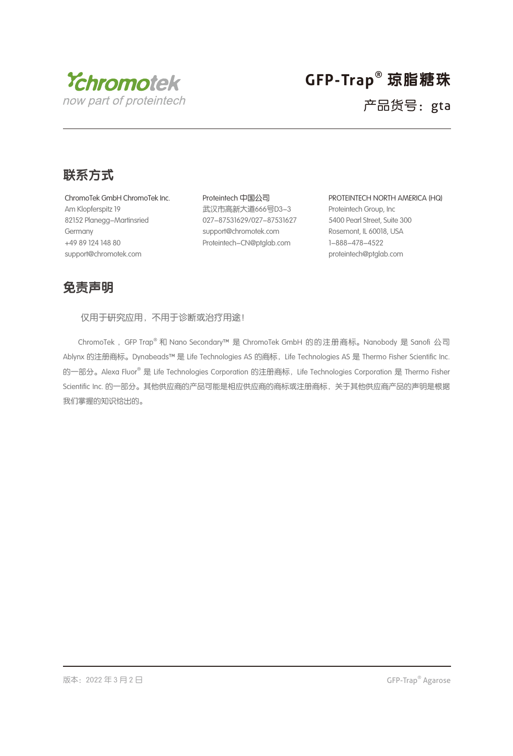ChromoTek
now part of proteintech

# GFP-Trap® 琼脂糖珠

产品货号：gta

## 联系方式

ChromoTek GmbH ChromoTek Inc.
Am Klopferspitz 19
82152 Planegg-Martinsried
Germany
+49 89 124 148 80
support@chromotek.com

Proteintech 中国公司
武汉市高新大道666号D3-3
027-87531629/027-87531627
support@chromotek.com
Proteintech-CN@ptglab.com

PROTEINTECH NORTH AMERICA (HQ)
Proteintech Group, Inc
5400 Pearl Street, Suite 300
Rosemont, IL 60018, USA
1-888-478-4522
proteintech@ptglab.com

## 免责声明

仅用于研究应用，不用于诊断或治疗用途！

ChromoTek，GFP Trap® 和 Nano Secondary™ 是 ChromoTek GmbH 的的注册商标。Nanobody 是 Sanofi 公司 Ablynx 的注册商标。Dynabeads™ 是 Life Technologies AS 的商标，Life Technologies AS 是 Thermo Fisher Scientific Inc. 的一部分。Alexa Fluor® 是 Life Technologies Corporation 的注册商标，Life Technologies Corporation 是 Thermo Fisher Scientific Inc. 的一部分。其他供应商的产品可能是相应供应商的商标或注册商标，关于其他供应商产品的声明是根据我们掌握的知识给出的。

版本：2022 年 3 月 2 日